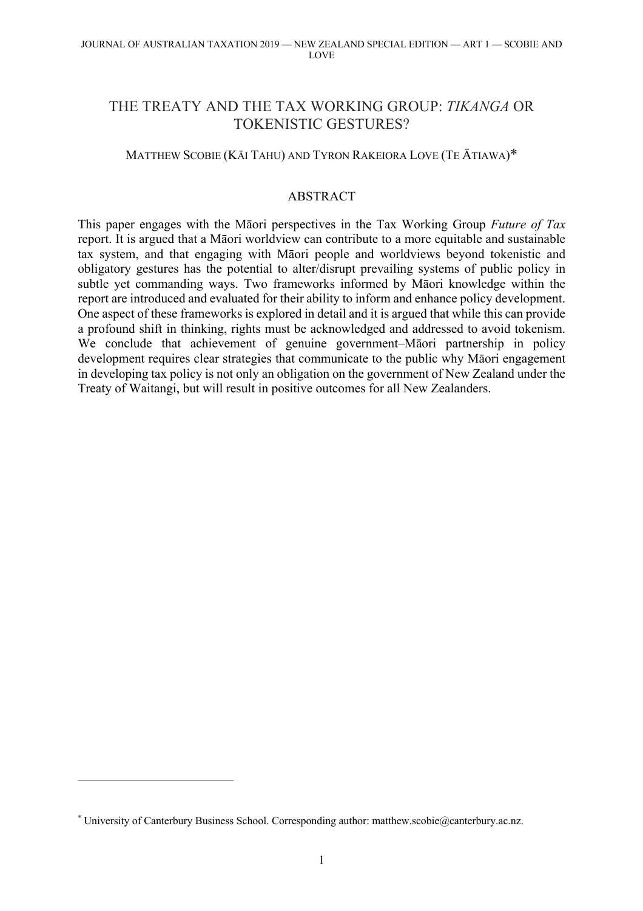# THE TREATY AND THE TAX WORKING GROUP: *TIKANGA* OR TOKENISTIC GESTURES?

MATTHEW SCOBIE (KĀI TAHU) AND TYRON RAKEIORA LOVE (TE ĀTIAWA)*

## ABSTRACT

This paper engages with the Māori perspectives in the Tax Working Group *Future of Tax* report. It is argued that a Māori worldview can contribute to a more equitable and sustainable tax system, and that engaging with Māori people and worldviews beyond tokenistic and obligatory gestures has the potential to alter/disrupt prevailing systems of public policy in subtle yet commanding ways. Two frameworks informed by Māori knowledge within the report are introduced and evaluated for their ability to inform and enhance policy development. One aspect of these frameworks is explored in detail and it is argued that while this can provide a profound shift in thinking, rights must be acknowledged and addressed to avoid tokenism. We conclude that achievement of genuine government–Māori partnership in policy development requires clear strategies that communicate to the public why Māori engagement in developing tax policy is not only an obligation on the government of New Zealand under the Treaty of Waitangi, but will result in positive outcomes for all New Zealanders.

---

* University of Canterbury Business School. Corresponding author: matthew.scobie@canterbury.ac.nz.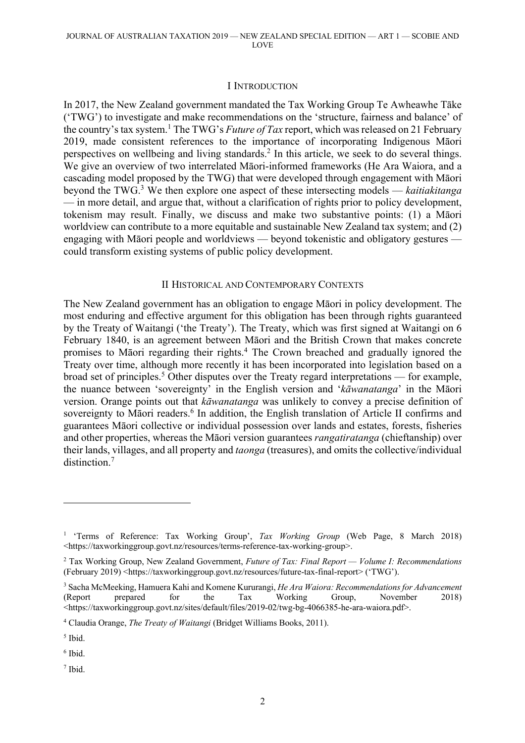## I Introduction

In 2017, the New Zealand government mandated the Tax Working Group Te Awheawhe Tāke ('TWG') to investigate and make recommendations on the 'structure, fairness and balance' of the country's tax system.[1] The TWG's *Future of Tax* report, which was released on 21 February 2019, made consistent references to the importance of incorporating Indigenous Māori perspectives on wellbeing and living standards.[2] In this article, we seek to do several things. We give an overview of two interrelated Māori-informed frameworks (He Ara Waiora, and a cascading model proposed by the TWG) that were developed through engagement with Māori beyond the TWG.[3] We then explore one aspect of these intersecting models — *kaitiakitanga* — in more detail, and argue that, without a clarification of rights prior to policy development, tokenism may result. Finally, we discuss and make two substantive points: (1) a Māori worldview can contribute to a more equitable and sustainable New Zealand tax system; and (2) engaging with Māori people and worldviews — beyond tokenistic and obligatory gestures — could transform existing systems of public policy development.

## II Historical and Contemporary Contexts

The New Zealand government has an obligation to engage Māori in policy development. The most enduring and effective argument for this obligation has been through rights guaranteed by the Treaty of Waitangi ('the Treaty'). The Treaty, which was first signed at Waitangi on 6 February 1840, is an agreement between Māori and the British Crown that makes concrete promises to Māori regarding their rights.[4] The Crown breached and gradually ignored the Treaty over time, although more recently it has been incorporated into legislation based on a broad set of principles.[5] Other disputes over the Treaty regard interpretations — for example, the nuance between 'sovereignty' in the English version and '*kāwanatanga*' in the Māori version. Orange points out that *kāwanatanga* was unlikely to convey a precise definition of sovereignty to Māori readers.[6] In addition, the English translation of Article II confirms and guarantees Māori collective or individual possession over lands and estates, forests, fisheries and other properties, whereas the Māori version guarantees *rangatiratanga* (chieftanship) over their lands, villages, and all property and *taonga* (treasures), and omits the collective/individual distinction.[7]

---

[1] 'Terms of Reference: Tax Working Group', *Tax Working Group* (Web Page, 8 March 2018) <https://taxworkinggroup.govt.nz/resources/terms-reference-tax-working-group>.

[2] Tax Working Group, New Zealand Government, *Future of Tax: Final Report — Volume I: Recommendations* (February 2019) <https://taxworkinggroup.govt.nz/resources/future-tax-final-report> ('TWG').

[3] Sacha McMeeking, Hamuera Kahi and Komene Kururangi, *He Ara Waiora: Recommendations for Advancement* (Report prepared for the Tax Working Group, November 2018) <https://taxworkinggroup.govt.nz/sites/default/files/2019-02/twg-bg-4066385-he-ara-waiora.pdf>.

[4] Claudia Orange, *The Treaty of Waitangi* (Bridget Williams Books, 2011).

[5] Ibid.

[6] Ibid.

[7] Ibid.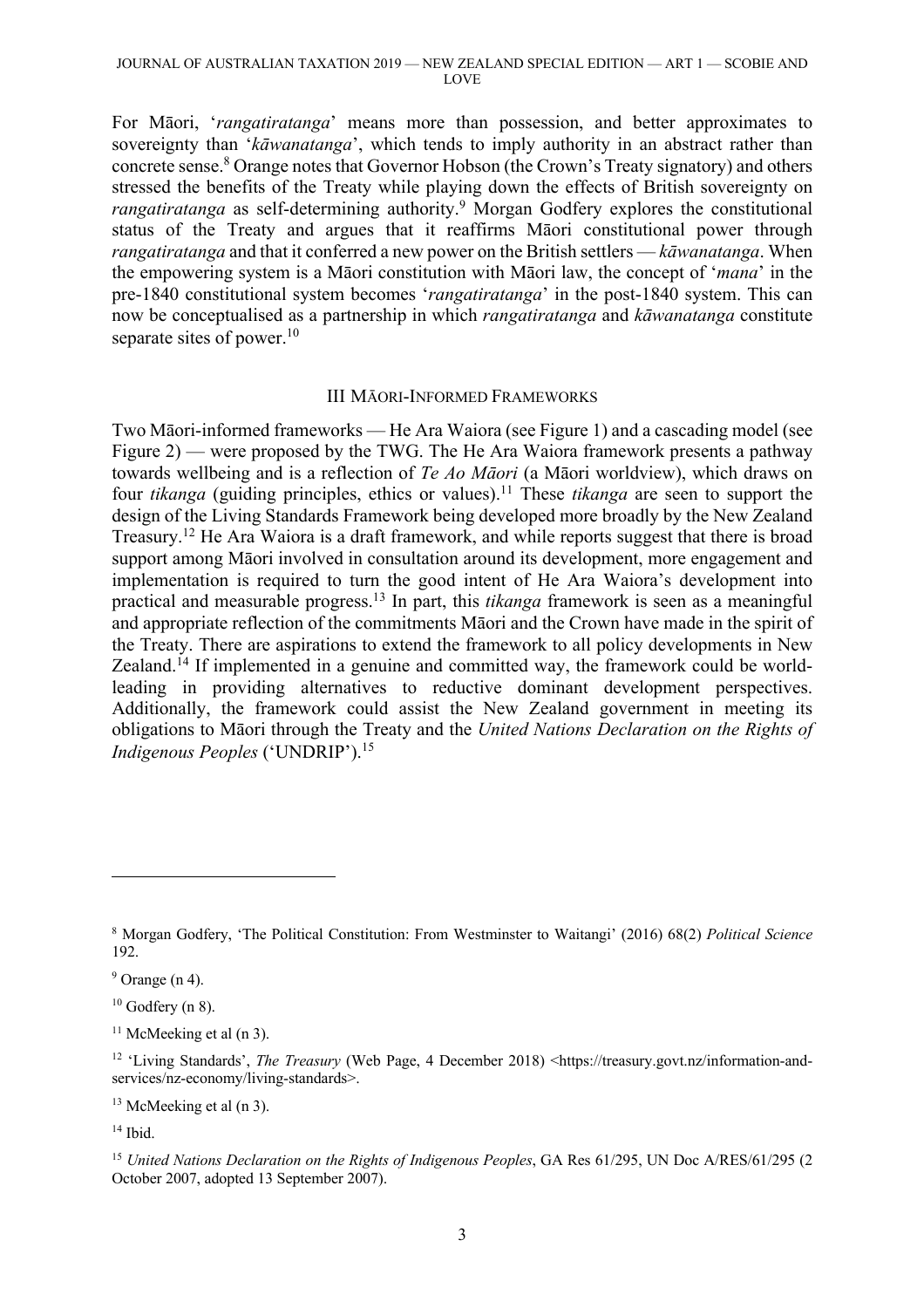For Māori, '*rangatiratanga*' means more than possession, and better approximates to sovereignty than '*kāwanatanga*', which tends to imply authority in an abstract rather than concrete sense.[8] Orange notes that Governor Hobson (the Crown's Treaty signatory) and others stressed the benefits of the Treaty while playing down the effects of British sovereignty on *rangatiratanga* as self-determining authority.[9] Morgan Godfery explores the constitutional status of the Treaty and argues that it reaffirms Māori constitutional power through *rangatiratanga* and that it conferred a new power on the British settlers — *kāwanatanga*. When the empowering system is a Māori constitution with Māori law, the concept of '*mana*' in the pre-1840 constitutional system becomes '*rangatiratanga*' in the post-1840 system. This can now be conceptualised as a partnership in which *rangatiratanga* and *kāwanatanga* constitute separate sites of power.[10]

## III Māori-Informed Frameworks

Two Māori-informed frameworks — He Ara Waiora (see Figure 1) and a cascading model (see Figure 2) — were proposed by the TWG. The He Ara Waiora framework presents a pathway towards wellbeing and is a reflection of *Te Ao Māori* (a Māori worldview), which draws on four *tikanga* (guiding principles, ethics or values).[11] These *tikanga* are seen to support the design of the Living Standards Framework being developed more broadly by the New Zealand Treasury.[12] He Ara Waiora is a draft framework, and while reports suggest that there is broad support among Māori involved in consultation around its development, more engagement and implementation is required to turn the good intent of He Ara Waiora's development into practical and measurable progress.[13] In part, this *tikanga* framework is seen as a meaningful and appropriate reflection of the commitments Māori and the Crown have made in the spirit of the Treaty. There are aspirations to extend the framework to all policy developments in New Zealand.[14] If implemented in a genuine and committed way, the framework could be world-leading in providing alternatives to reductive dominant development perspectives. Additionally, the framework could assist the New Zealand government in meeting its obligations to Māori through the Treaty and the *United Nations Declaration on the Rights of Indigenous Peoples* ('UNDRIP').[15]

---

[8] Morgan Godfery, 'The Political Constitution: From Westminster to Waitangi' (2016) 68(2) *Political Science* 192.

[9] Orange (n 4).

[10] Godfery (n 8).

[11] McMeeking et al (n 3).

[12] 'Living Standards', *The Treasury* (Web Page, 4 December 2018) <https://treasury.govt.nz/information-and-services/nz-economy/living-standards>.

[13] McMeeking et al (n 3).

[14] Ibid.

[15] *United Nations Declaration on the Rights of Indigenous Peoples*, GA Res 61/295, UN Doc A/RES/61/295 (2 October 2007, adopted 13 September 2007).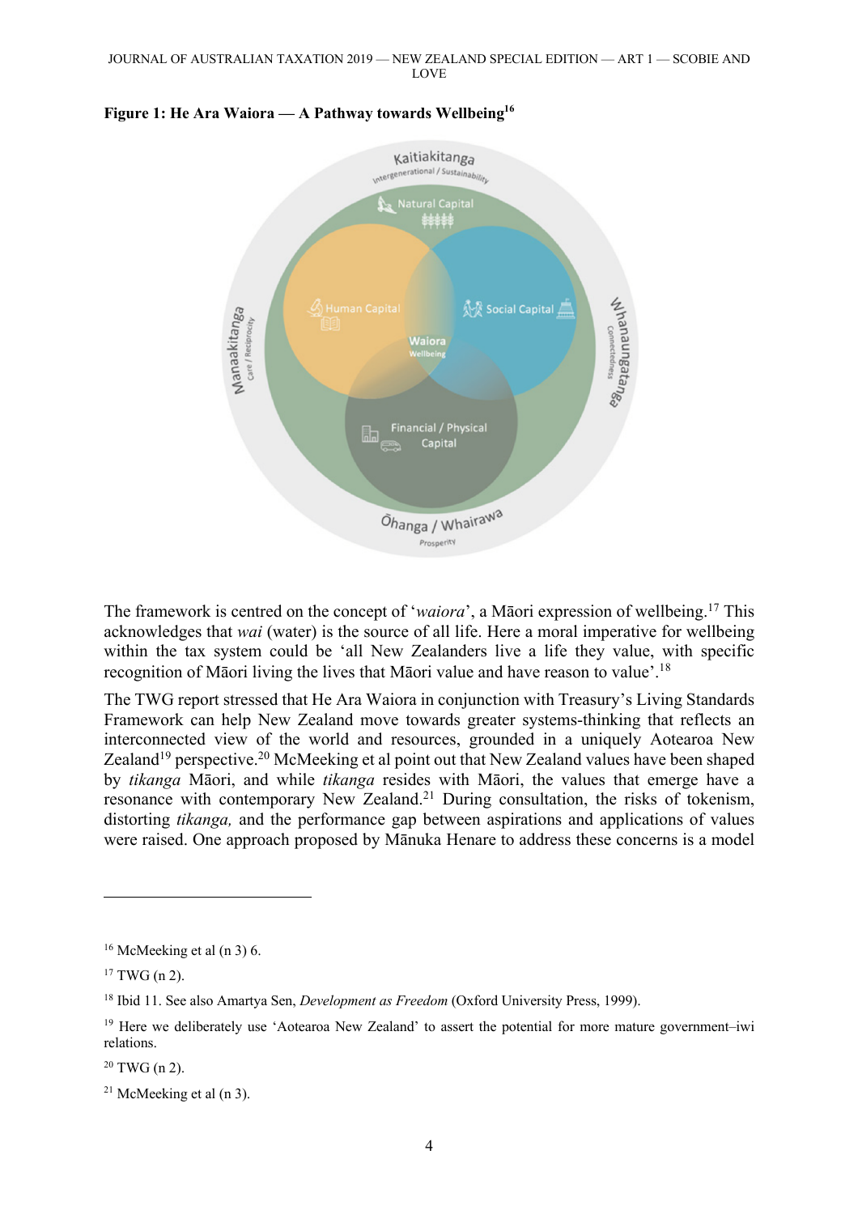**Figure 1: He Ara Waiora — A Pathway towards Wellbeing**[16]

Kaitiakitanga
Intergenerational / Sustainability

Natural Capital

Human Capital

Social Capital

Waiora
Wellbeing

Financial / Physical Capital

Manaakitanga
Care / Reciprocity

Whanaungatanga
Connectedness

Ōhanga / Whairawa
Prosperity

The framework is centred on the concept of '*waiora*', a Māori expression of wellbeing.[17] This acknowledges that *wai* (water) is the source of all life. Here a moral imperative for wellbeing within the tax system could be 'all New Zealanders live a life they value, with specific recognition of Māori living the lives that Māori value and have reason to value'.[18]

The TWG report stressed that He Ara Waiora in conjunction with Treasury's Living Standards Framework can help New Zealand move towards greater systems-thinking that reflects an interconnected view of the world and resources, grounded in a uniquely Aotearoa New Zealand[19] perspective.[20] McMeeking et al point out that New Zealand values have been shaped by *tikanga* Māori, and while *tikanga* resides with Māori, the values that emerge have a resonance with contemporary New Zealand.[21] During consultation, the risks of tokenism, distorting *tikanga,* and the performance gap between aspirations and applications of values were raised. One approach proposed by Mānuka Henare to address these concerns is a model

---

[16] McMeeking et al (n 3) 6.

[17] TWG (n 2).

[18] Ibid 11. See also Amartya Sen, *Development as Freedom* (Oxford University Press, 1999).

[19] Here we deliberately use 'Aotearoa New Zealand' to assert the potential for more mature government–iwi relations.

[20] TWG (n 2).

[21] McMeeking et al (n 3).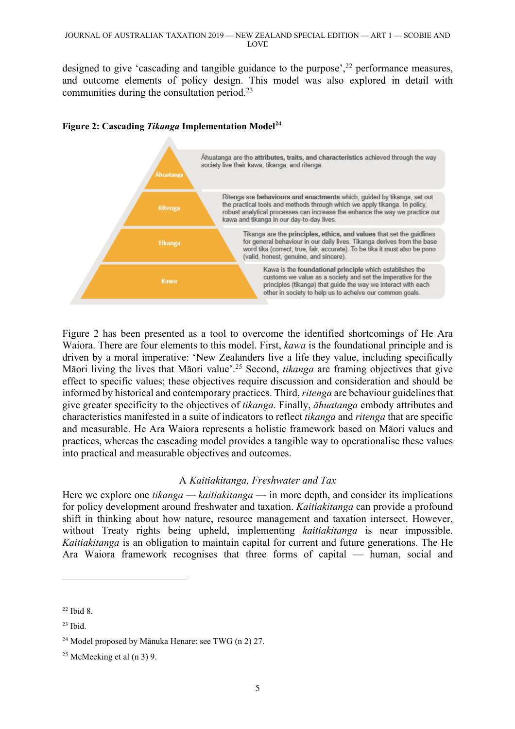designed to give 'cascading and tangible guidance to the purpose',[22] performance measures, and outcome elements of policy design. This model was also explored in detail with communities during the consultation period.[23]

**Figure 2: Cascading *Tikanga* Implementation Model**[24]

| Level | Description |
|---|---|
| Āhuatanga | Āhuatanga are the **attributes, traits, and characteristics** achieved through the way society live their kawa, tikanga, and ritenga. |
| Ritenga | Ritenga are **behaviours and enactments** which, guided by tikanga, set out the practical tools and methods through which we apply tikanga. In policy, robust analytical processes can increase the enhance the way we practice our kawa and tikanga in our day-to-day lives. |
| Tikanga | Tikanga are the **principles, ethics, and values** that set the guidlines for general behaviour in our daily lives. Tikanga derives from the base word tika (correct, true, fair, accurate). To be tika it must also be pono (valid, honest, genuine, and sincere). |
| Kawa | Kawa is the **foundational principle** which establishes the customs we value as a society and set the imperative for the principles (tikanga) that guide the way we interact with each other in society to help us to acheive our common goals. |

Figure 2 has been presented as a tool to overcome the identified shortcomings of He Ara Waiora. There are four elements to this model. First, *kawa* is the foundational principle and is driven by a moral imperative: 'New Zealanders live a life they value, including specifically Māori living the lives that Māori value'.[25] Second, *tikanga* are framing objectives that give effect to specific values; these objectives require discussion and consideration and should be informed by historical and contemporary practices. Third, *ritenga* are behaviour guidelines that give greater specificity to the objectives of *tikanga*. Finally, *āhuatanga* embody attributes and characteristics manifested in a suite of indicators to reflect *tikanga* and *ritenga* that are specific and measurable. He Ara Waiora represents a holistic framework based on Māori values and practices, whereas the cascading model provides a tangible way to operationalise these values into practical and measurable objectives and outcomes.

### A *Kaitiakitanga, Freshwater and Tax*

Here we explore one *tikanga* — *kaitiakitanga* — in more depth, and consider its implications for policy development around freshwater and taxation. *Kaitiakitanga* can provide a profound shift in thinking about how nature, resource management and taxation intersect. However, without Treaty rights being upheld, implementing *kaitiakitanga* is near impossible. *Kaitiakitanga* is an obligation to maintain capital for current and future generations. The He Ara Waiora framework recognises that three forms of capital — human, social and

---

[22] Ibid 8.

[23] Ibid.

[24] Model proposed by Mānuka Henare: see TWG (n 2) 27.

[25] McMeeking et al (n 3) 9.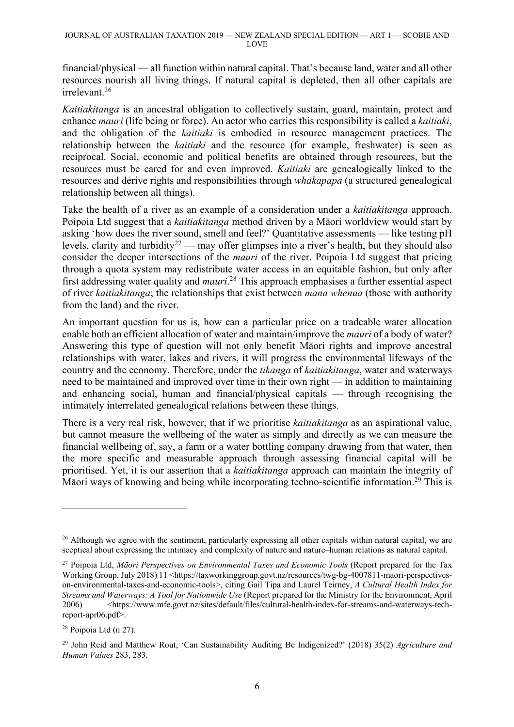financial/physical — all function within natural capital. That's because land, water and all other resources nourish all living things. If natural capital is depleted, then all other capitals are irrelevant.[26]

*Kaitiakitanga* is an ancestral obligation to collectively sustain, guard, maintain, protect and enhance *mauri* (life being or force). An actor who carries this responsibility is called a *kaitiaki*, and the obligation of the *kaitiaki* is embodied in resource management practices. The relationship between the *kaitiaki* and the resource (for example, freshwater) is seen as reciprocal. Social, economic and political benefits are obtained through resources, but the resources must be cared for and even improved. *Kaitiaki* are genealogically linked to the resources and derive rights and responsibilities through *whakapapa* (a structured genealogical relationship between all things).

Take the health of a river as an example of a consideration under a *kaitiakitanga* approach. Poipoia Ltd suggest that a *kaitiakitanga* method driven by a Māori worldview would start by asking 'how does the river sound, smell and feel?' Quantitative assessments — like testing pH levels, clarity and turbidity[27] — may offer glimpses into a river's health, but they should also consider the deeper intersections of the *mauri* of the river. Poipoia Ltd suggest that pricing through a quota system may redistribute water access in an equitable fashion, but only after first addressing water quality and *mauri*.[28] This approach emphasises a further essential aspect of river *kaitiakitanga*; the relationships that exist between *mana whenua* (those with authority from the land) and the river.

An important question for us is, how can a particular price on a tradeable water allocation enable both an efficient allocation of water and maintain/improve the *mauri* of a body of water? Answering this type of question will not only benefit Māori rights and improve ancestral relationships with water, lakes and rivers, it will progress the environmental lifeways of the country and the economy. Therefore, under the *tikanga* of *kaitiakitanga*, water and waterways need to be maintained and improved over time in their own right — in addition to maintaining and enhancing social, human and financial/physical capitals — through recognising the intimately interrelated genealogical relations between these things.

There is a very real risk, however, that if we prioritise *kaitiakitanga* as an aspirational value, but cannot measure the wellbeing of the water as simply and directly as we can measure the financial wellbeing of, say, a farm or a water bottling company drawing from that water, then the more specific and measurable approach through assessing financial capital will be prioritised. Yet, it is our assertion that a *kaitiakitanga* approach can maintain the integrity of Māori ways of knowing and being while incorporating techno-scientific information.[29] This is

---

[26] Although we agree with the sentiment, particularly expressing all other capitals within natural capital, we are sceptical about expressing the intimacy and complexity of nature and nature–human relations as natural capital.

[27] Poipoia Ltd, *Māori Perspectives on Environmental Taxes and Economic Tools* (Report prepared for the Tax Working Group, July 2018) 11 <https://taxworkinggroup.govt.nz/resources/twg-bg-4007811-maori-perspectives-on-environmental-taxes-and-economic-tools>, citing Gail Tipa and Laurel Teirney, *A Cultural Health Index for Streams and Waterways: A Tool for Nationwide Use* (Report prepared for the Ministry for the Environment, April 2006) <https://www.mfe.govt.nz/sites/default/files/cultural-health-index-for-streams-and-waterways-tech-report-apr06.pdf>.

[28] Poipoia Ltd (n 27).

[29] John Reid and Matthew Rout, 'Can Sustainability Auditing Be Indigenized?' (2018) 35(2) *Agriculture and Human Values* 283, 283.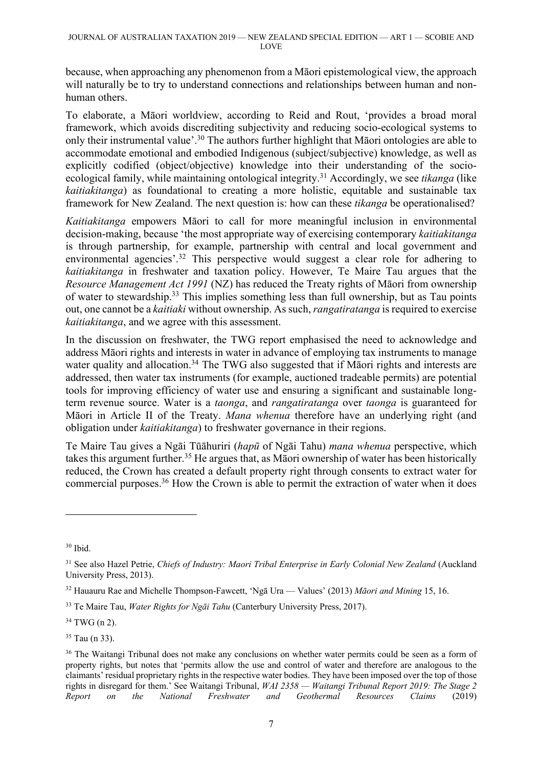because, when approaching any phenomenon from a Māori epistemological view, the approach will naturally be to try to understand connections and relationships between human and non-human others.

To elaborate, a Māori worldview, according to Reid and Rout, 'provides a broad moral framework, which avoids discrediting subjectivity and reducing socio-ecological systems to only their instrumental value'.[30] The authors further highlight that Māori ontologies are able to accommodate emotional and embodied Indigenous (subject/subjective) knowledge, as well as explicitly codified (object/objective) knowledge into their understanding of the socio-ecological family, while maintaining ontological integrity.[31] Accordingly, we see *tikanga* (like *kaitiakitanga*) as foundational to creating a more holistic, equitable and sustainable tax framework for New Zealand. The next question is: how can these *tikanga* be operationalised?

*Kaitiakitanga* empowers Māori to call for more meaningful inclusion in environmental decision-making, because 'the most appropriate way of exercising contemporary *kaitiakitanga* is through partnership, for example, partnership with central and local government and environmental agencies'.[32] This perspective would suggest a clear role for adhering to *kaitiakitanga* in freshwater and taxation policy. However, Te Maire Tau argues that the *Resource Management Act 1991* (NZ) has reduced the Treaty rights of Māori from ownership of water to stewardship.[33] This implies something less than full ownership, but as Tau points out, one cannot be a *kaitiaki* without ownership. As such, *rangatiratanga* is required to exercise *kaitiakitanga*, and we agree with this assessment.

In the discussion on freshwater, the TWG report emphasised the need to acknowledge and address Māori rights and interests in water in advance of employing tax instruments to manage water quality and allocation.[34] The TWG also suggested that if Māori rights and interests are addressed, then water tax instruments (for example, auctioned tradeable permits) are potential tools for improving efficiency of water use and ensuring a significant and sustainable long-term revenue source. Water is a *taonga*, and *rangatiratanga* over *taonga* is guaranteed for Māori in Article II of the Treaty. *Mana whenua* therefore have an underlying right (and obligation under *kaitiakitanga*) to freshwater governance in their regions.

Te Maire Tau gives a Ngāi Tūāhuriri (*hapū* of Ngāi Tahu) *mana whenua* perspective, which takes this argument further.[35] He argues that, as Māori ownership of water has been historically reduced, the Crown has created a default property right through consents to extract water for commercial purposes.[36] How the Crown is able to permit the extraction of water when it does

---

[30] Ibid.

[31] See also Hazel Petrie, *Chiefs of Industry: Maori Tribal Enterprise in Early Colonial New Zealand* (Auckland University Press, 2013).

[32] Hauauru Rae and Michelle Thompson-Fawcett, 'Ngā Ura — Values' (2013) *Māori and Mining* 15, 16.

[33] Te Maire Tau, *Water Rights for Ngāi Tahu* (Canterbury University Press, 2017).

[34] TWG (n 2).

[35] Tau (n 33).

[36] The Waitangi Tribunal does not make any conclusions on whether water permits could be seen as a form of property rights, but notes that 'permits allow the use and control of water and therefore are analogous to the claimants' residual proprietary rights in the respective water bodies. They have been imposed over the top of those rights in disregard for them.' See Waitangi Tribunal, *WAI 2358 — Waitangi Tribunal Report 2019: The Stage 2 Report on the National Freshwater and Geothermal Resources Claims* (2019)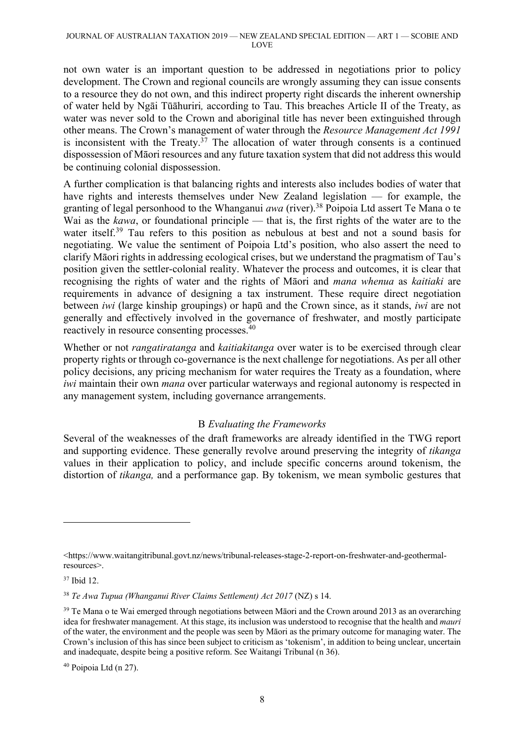not own water is an important question to be addressed in negotiations prior to policy development. The Crown and regional councils are wrongly assuming they can issue consents to a resource they do not own, and this indirect property right discards the inherent ownership of water held by Ngāi Tūāhuriri*,* according to Tau. This breaches Article II of the Treaty, as water was never sold to the Crown and aboriginal title has never been extinguished through other means. The Crown's management of water through the *Resource Management Act 1991* is inconsistent with the Treaty.[37] The allocation of water through consents is a continued dispossession of Māori resources and any future taxation system that did not address this would be continuing colonial dispossession.

A further complication is that balancing rights and interests also includes bodies of water that have rights and interests themselves under New Zealand legislation — for example, the granting of legal personhood to the Whanganui *awa* (river).[38] Poipoia Ltd assert Te Mana o te Wai as the *kawa*, or foundational principle — that is, the first rights of the water are to the water itself.[39] Tau refers to this position as nebulous at best and not a sound basis for negotiating. We value the sentiment of Poipoia Ltd's position, who also assert the need to clarify Māori rights in addressing ecological crises, but we understand the pragmatism of Tau's position given the settler-colonial reality. Whatever the process and outcomes, it is clear that recognising the rights of water and the rights of Māori and *mana whenua* as *kaitiaki* are requirements in advance of designing a tax instrument. These require direct negotiation between *iwi* (large kinship groupings) or hapū and the Crown since, as it stands, *iwi* are not generally and effectively involved in the governance of freshwater, and mostly participate reactively in resource consenting processes.[40]

Whether or not *rangatiratanga* and *kaitiakitanga* over water is to be exercised through clear property rights or through co-governance is the next challenge for negotiations. As per all other policy decisions, any pricing mechanism for water requires the Treaty as a foundation, where *iwi* maintain their own *mana* over particular waterways and regional autonomy is respected in any management system, including governance arrangements.

### B *Evaluating the Frameworks*

Several of the weaknesses of the draft frameworks are already identified in the TWG report and supporting evidence. These generally revolve around preserving the integrity of *tikanga* values in their application to policy, and include specific concerns around tokenism, the distortion of *tikanga,* and a performance gap. By tokenism, we mean symbolic gestures that

---

<https://www.waitangitribunal.govt.nz/news/tribunal-releases-stage-2-report-on-freshwater-and-geothermal-resources>.

[37] Ibid 12.

[38] *Te Awa Tupua (Whanganui River Claims Settlement) Act 2017* (NZ) s 14.

[39] Te Mana o te Wai emerged through negotiations between Māori and the Crown around 2013 as an overarching idea for freshwater management. At this stage, its inclusion was understood to recognise that the health and *mauri* of the water, the environment and the people was seen by Māori as the primary outcome for managing water. The Crown's inclusion of this has since been subject to criticism as 'tokenism', in addition to being unclear, uncertain and inadequate, despite being a positive reform. See Waitangi Tribunal (n 36).

[40] Poipoia Ltd (n 27).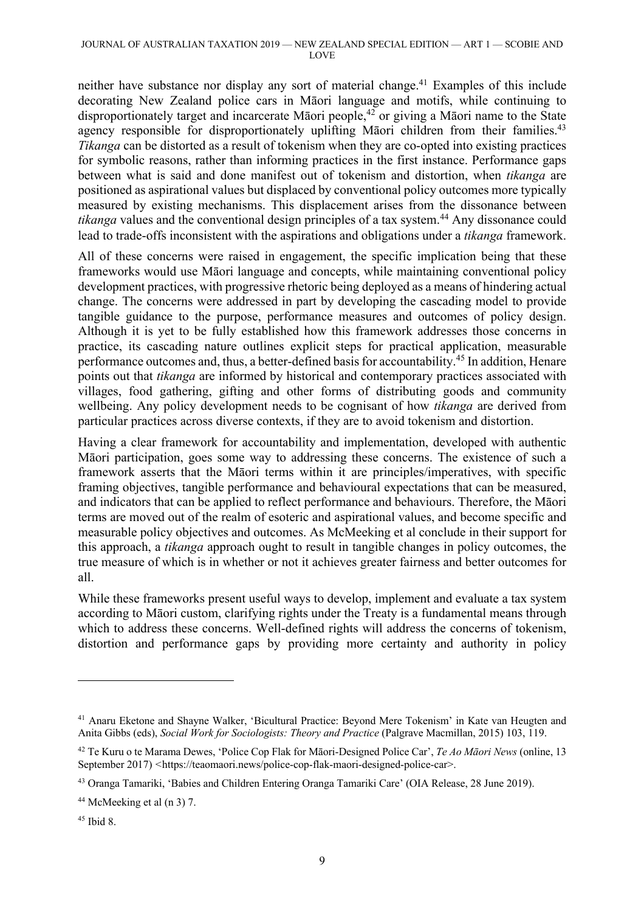neither have substance nor display any sort of material change.[41] Examples of this include decorating New Zealand police cars in Māori language and motifs, while continuing to disproportionately target and incarcerate Māori people,[42] or giving a Māori name to the State agency responsible for disproportionately uplifting Māori children from their families.[43] *Tikanga* can be distorted as a result of tokenism when they are co-opted into existing practices for symbolic reasons, rather than informing practices in the first instance. Performance gaps between what is said and done manifest out of tokenism and distortion, when *tikanga* are positioned as aspirational values but displaced by conventional policy outcomes more typically measured by existing mechanisms. This displacement arises from the dissonance between *tikanga* values and the conventional design principles of a tax system.[44] Any dissonance could lead to trade-offs inconsistent with the aspirations and obligations under a *tikanga* framework.

All of these concerns were raised in engagement, the specific implication being that these frameworks would use Māori language and concepts, while maintaining conventional policy development practices, with progressive rhetoric being deployed as a means of hindering actual change. The concerns were addressed in part by developing the cascading model to provide tangible guidance to the purpose, performance measures and outcomes of policy design. Although it is yet to be fully established how this framework addresses those concerns in practice, its cascading nature outlines explicit steps for practical application, measurable performance outcomes and, thus, a better-defined basis for accountability.[45] In addition, Henare points out that *tikanga* are informed by historical and contemporary practices associated with villages, food gathering, gifting and other forms of distributing goods and community wellbeing. Any policy development needs to be cognisant of how *tikanga* are derived from particular practices across diverse contexts, if they are to avoid tokenism and distortion.

Having a clear framework for accountability and implementation, developed with authentic Māori participation, goes some way to addressing these concerns. The existence of such a framework asserts that the Māori terms within it are principles/imperatives, with specific framing objectives, tangible performance and behavioural expectations that can be measured, and indicators that can be applied to reflect performance and behaviours. Therefore, the Māori terms are moved out of the realm of esoteric and aspirational values, and become specific and measurable policy objectives and outcomes. As McMeeking et al conclude in their support for this approach, a *tikanga* approach ought to result in tangible changes in policy outcomes, the true measure of which is in whether or not it achieves greater fairness and better outcomes for all.

While these frameworks present useful ways to develop, implement and evaluate a tax system according to Māori custom, clarifying rights under the Treaty is a fundamental means through which to address these concerns. Well-defined rights will address the concerns of tokenism, distortion and performance gaps by providing more certainty and authority in policy

---

[41] Anaru Eketone and Shayne Walker, 'Bicultural Practice: Beyond Mere Tokenism' in Kate van Heugten and Anita Gibbs (eds), *Social Work for Sociologists: Theory and Practice* (Palgrave Macmillan, 2015) 103, 119.

[42] Te Kuru o te Marama Dewes, 'Police Cop Flak for Māori-Designed Police Car', *Te Ao Māori News* (online, 13 September 2017) <https://teaomaori.news/police-cop-flak-maori-designed-police-car>.

[43] Oranga Tamariki, 'Babies and Children Entering Oranga Tamariki Care' (OIA Release, 28 June 2019).

[44] McMeeking et al (n 3) 7.

[45] Ibid 8.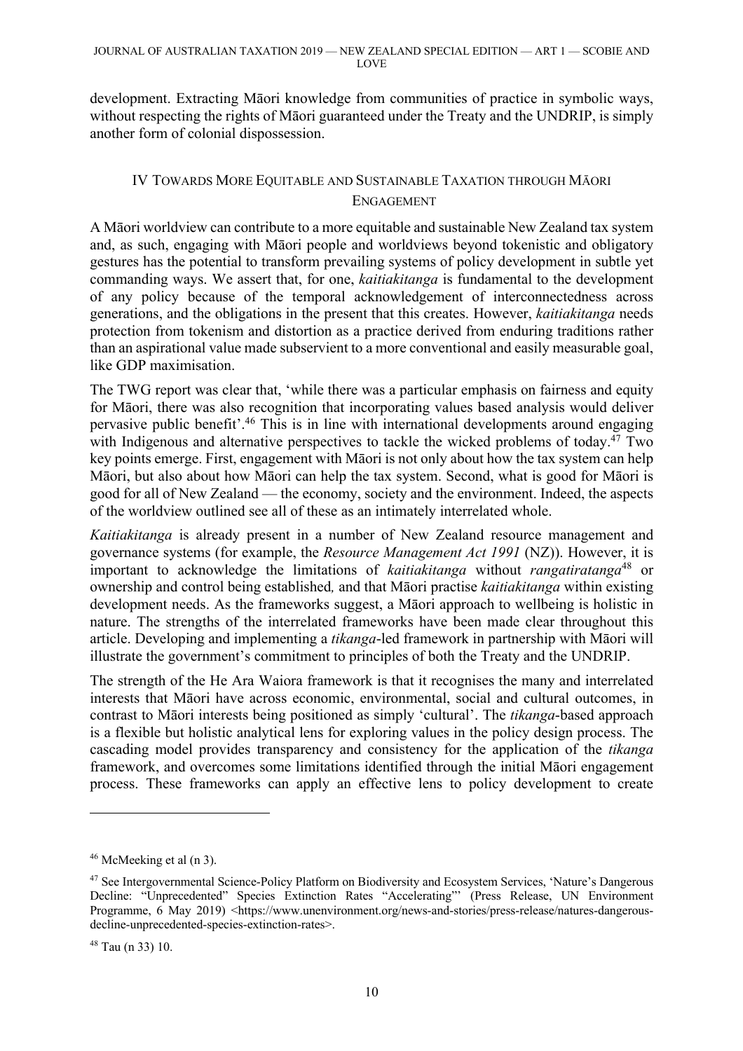development. Extracting Māori knowledge from communities of practice in symbolic ways, without respecting the rights of Māori guaranteed under the Treaty and the UNDRIP, is simply another form of colonial dispossession.

## IV Towards More Equitable and Sustainable Taxation through Māori Engagement

A Māori worldview can contribute to a more equitable and sustainable New Zealand tax system and, as such, engaging with Māori people and worldviews beyond tokenistic and obligatory gestures has the potential to transform prevailing systems of policy development in subtle yet commanding ways. We assert that, for one, *kaitiakitanga* is fundamental to the development of any policy because of the temporal acknowledgement of interconnectedness across generations, and the obligations in the present that this creates. However, *kaitiakitanga* needs protection from tokenism and distortion as a practice derived from enduring traditions rather than an aspirational value made subservient to a more conventional and easily measurable goal, like GDP maximisation.

The TWG report was clear that, 'while there was a particular emphasis on fairness and equity for Māori, there was also recognition that incorporating values based analysis would deliver pervasive public benefit'.[46] This is in line with international developments around engaging with Indigenous and alternative perspectives to tackle the wicked problems of today.[47] Two key points emerge. First, engagement with Māori is not only about how the tax system can help Māori, but also about how Māori can help the tax system. Second, what is good for Māori is good for all of New Zealand — the economy, society and the environment. Indeed, the aspects of the worldview outlined see all of these as an intimately interrelated whole.

*Kaitiakitanga* is already present in a number of New Zealand resource management and governance systems (for example, the *Resource Management Act 1991* (NZ)). However, it is important to acknowledge the limitations of *kaitiakitanga* without *rangatiratanga*[48] or ownership and control being established*,* and that Māori practise *kaitiakitanga* within existing development needs. As the frameworks suggest, a Māori approach to wellbeing is holistic in nature. The strengths of the interrelated frameworks have been made clear throughout this article. Developing and implementing a *tikanga*-led framework in partnership with Māori will illustrate the government's commitment to principles of both the Treaty and the UNDRIP.

The strength of the He Ara Waiora framework is that it recognises the many and interrelated interests that Māori have across economic, environmental, social and cultural outcomes, in contrast to Māori interests being positioned as simply 'cultural'. The *tikanga*-based approach is a flexible but holistic analytical lens for exploring values in the policy design process. The cascading model provides transparency and consistency for the application of the *tikanga* framework, and overcomes some limitations identified through the initial Māori engagement process. These frameworks can apply an effective lens to policy development to create

---

[46] McMeeking et al (n 3).

[47] See Intergovernmental Science-Policy Platform on Biodiversity and Ecosystem Services, 'Nature's Dangerous Decline: "Unprecedented" Species Extinction Rates "Accelerating"' (Press Release, UN Environment Programme, 6 May 2019) <https://www.unenvironment.org/news-and-stories/press-release/natures-dangerous-decline-unprecedented-species-extinction-rates>.

[48] Tau (n 33) 10.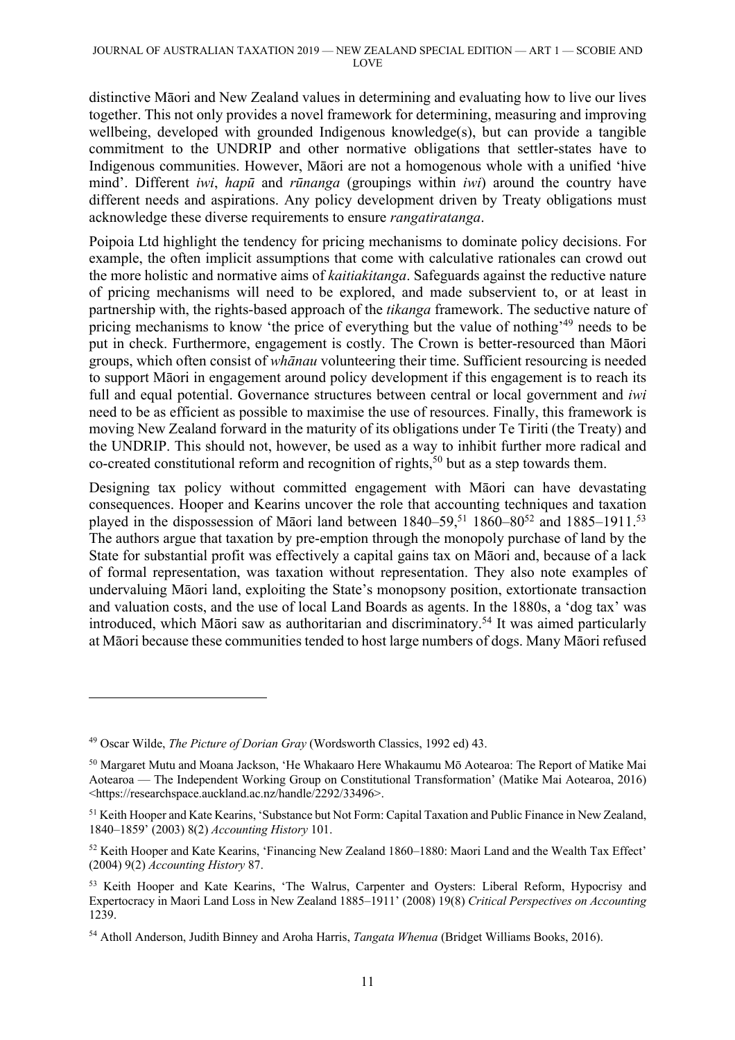distinctive Māori and New Zealand values in determining and evaluating how to live our lives together. This not only provides a novel framework for determining, measuring and improving wellbeing, developed with grounded Indigenous knowledge(s), but can provide a tangible commitment to the UNDRIP and other normative obligations that settler-states have to Indigenous communities. However, Māori are not a homogenous whole with a unified 'hive mind'. Different *iwi*, *hapū* and *rūnanga* (groupings within *iwi*) around the country have different needs and aspirations. Any policy development driven by Treaty obligations must acknowledge these diverse requirements to ensure *rangatiratanga*.

Poipoia Ltd highlight the tendency for pricing mechanisms to dominate policy decisions. For example, the often implicit assumptions that come with calculative rationales can crowd out the more holistic and normative aims of *kaitiakitanga*. Safeguards against the reductive nature of pricing mechanisms will need to be explored, and made subservient to, or at least in partnership with, the rights-based approach of the *tikanga* framework. The seductive nature of pricing mechanisms to know 'the price of everything but the value of nothing'[49] needs to be put in check. Furthermore, engagement is costly. The Crown is better-resourced than Māori groups, which often consist of *whānau* volunteering their time. Sufficient resourcing is needed to support Māori in engagement around policy development if this engagement is to reach its full and equal potential. Governance structures between central or local government and *iwi* need to be as efficient as possible to maximise the use of resources. Finally, this framework is moving New Zealand forward in the maturity of its obligations under Te Tiriti (the Treaty) and the UNDRIP. This should not, however, be used as a way to inhibit further more radical and co-created constitutional reform and recognition of rights,[50] but as a step towards them.

Designing tax policy without committed engagement with Māori can have devastating consequences. Hooper and Kearins uncover the role that accounting techniques and taxation played in the dispossession of Māori land between 1840–59,[51] 1860–80[52] and 1885–1911.[53] The authors argue that taxation by pre-emption through the monopoly purchase of land by the State for substantial profit was effectively a capital gains tax on Māori and, because of a lack of formal representation, was taxation without representation. They also note examples of undervaluing Māori land, exploiting the State's monopsony position, extortionate transaction and valuation costs, and the use of local Land Boards as agents. In the 1880s, a 'dog tax' was introduced, which Māori saw as authoritarian and discriminatory.[54] It was aimed particularly at Māori because these communities tended to host large numbers of dogs. Many Māori refused

---

[49] Oscar Wilde, *The Picture of Dorian Gray* (Wordsworth Classics, 1992 ed) 43.

[50] Margaret Mutu and Moana Jackson, 'He Whakaaro Here Whakaumu Mō Aotearoa: The Report of Matike Mai Aotearoa — The Independent Working Group on Constitutional Transformation' (Matike Mai Aotearoa, 2016) <https://researchspace.auckland.ac.nz/handle/2292/33496>.

[51] Keith Hooper and Kate Kearins, 'Substance but Not Form: Capital Taxation and Public Finance in New Zealand, 1840–1859' (2003) 8(2) *Accounting History* 101.

[52] Keith Hooper and Kate Kearins, 'Financing New Zealand 1860–1880: Maori Land and the Wealth Tax Effect' (2004) 9(2) *Accounting History* 87.

[53] Keith Hooper and Kate Kearins, 'The Walrus, Carpenter and Oysters: Liberal Reform, Hypocrisy and Expertocracy in Maori Land Loss in New Zealand 1885–1911' (2008) 19(8) *Critical Perspectives on Accounting* 1239.

[54] Atholl Anderson, Judith Binney and Aroha Harris, *Tangata Whenua* (Bridget Williams Books, 2016).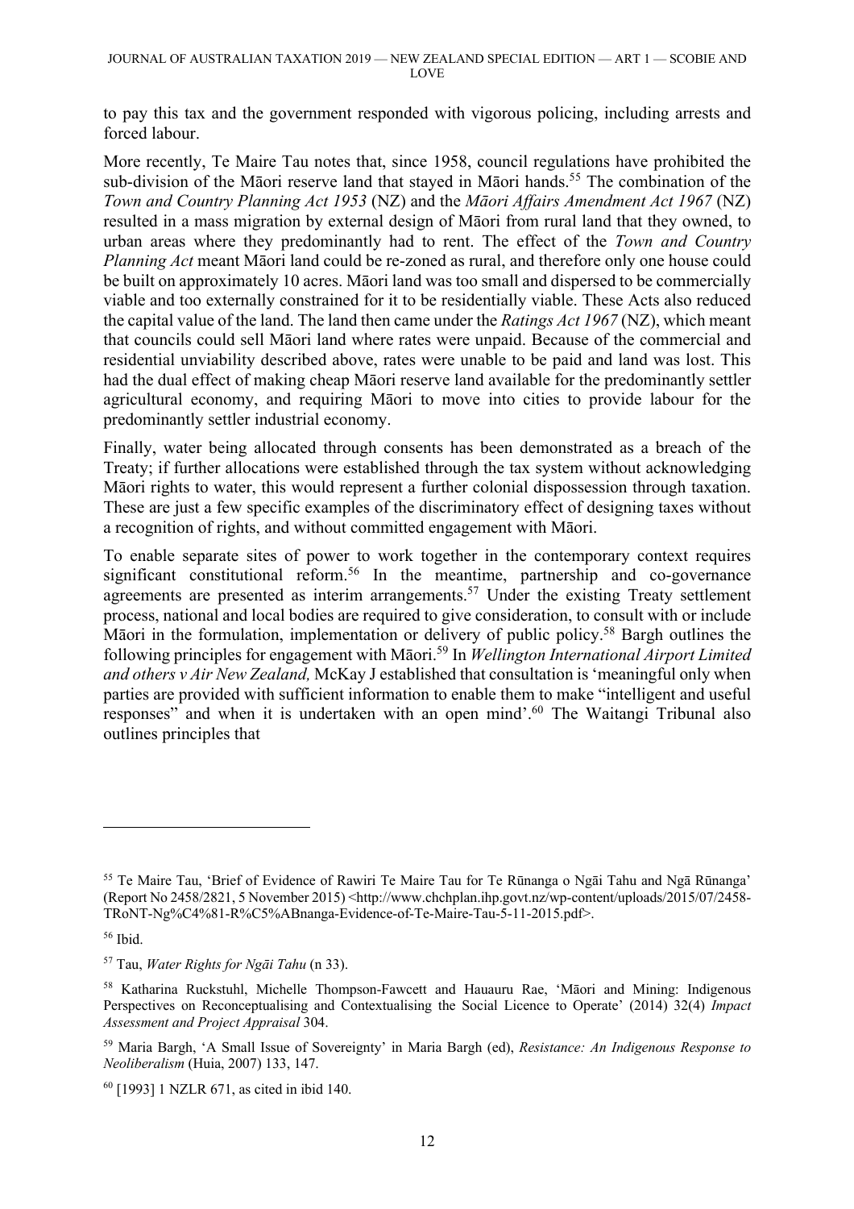to pay this tax and the government responded with vigorous policing, including arrests and forced labour.

More recently, Te Maire Tau notes that, since 1958, council regulations have prohibited the sub-division of the Māori reserve land that stayed in Māori hands.[55] The combination of the *Town and Country Planning Act 1953* (NZ) and the *Māori Affairs Amendment Act 1967* (NZ) resulted in a mass migration by external design of Māori from rural land that they owned, to urban areas where they predominantly had to rent. The effect of the *Town and Country Planning Act* meant Māori land could be re-zoned as rural, and therefore only one house could be built on approximately 10 acres. Māori land was too small and dispersed to be commercially viable and too externally constrained for it to be residentially viable. These Acts also reduced the capital value of the land. The land then came under the *Ratings Act 1967* (NZ), which meant that councils could sell Māori land where rates were unpaid. Because of the commercial and residential unviability described above, rates were unable to be paid and land was lost. This had the dual effect of making cheap Māori reserve land available for the predominantly settler agricultural economy, and requiring Māori to move into cities to provide labour for the predominantly settler industrial economy.

Finally, water being allocated through consents has been demonstrated as a breach of the Treaty; if further allocations were established through the tax system without acknowledging Māori rights to water, this would represent a further colonial dispossession through taxation. These are just a few specific examples of the discriminatory effect of designing taxes without a recognition of rights, and without committed engagement with Māori.

To enable separate sites of power to work together in the contemporary context requires significant constitutional reform.[56] In the meantime, partnership and co-governance agreements are presented as interim arrangements.[57] Under the existing Treaty settlement process, national and local bodies are required to give consideration, to consult with or include Māori in the formulation, implementation or delivery of public policy.[58] Bargh outlines the following principles for engagement with Māori.[59] In *Wellington International Airport Limited and others v Air New Zealand,* McKay J established that consultation is 'meaningful only when parties are provided with sufficient information to enable them to make "intelligent and useful responses" and when it is undertaken with an open mind'.[60] The Waitangi Tribunal also outlines principles that

---

[55] Te Maire Tau, 'Brief of Evidence of Rawiri Te Maire Tau for Te Rūnanga o Ngāi Tahu and Ngā Rūnanga' (Report No 2458/2821, 5 November 2015) <http://www.chchplan.ihp.govt.nz/wp-content/uploads/2015/07/2458-TRoNT-Ng%C4%81-R%C5%ABnanga-Evidence-of-Te-Maire-Tau-5-11-2015.pdf>.

[56] Ibid.

[57] Tau, *Water Rights for Ngāi Tahu* (n 33).

[58] Katharina Ruckstuhl, Michelle Thompson-Fawcett and Hauauru Rae, 'Māori and Mining: Indigenous Perspectives on Reconceptualising and Contextualising the Social Licence to Operate' (2014) 32(4) *Impact Assessment and Project Appraisal* 304.

[59] Maria Bargh, 'A Small Issue of Sovereignty' in Maria Bargh (ed), *Resistance: An Indigenous Response to Neoliberalism* (Huia, 2007) 133, 147.

[60] [1993] 1 NZLR 671, as cited in ibid 140.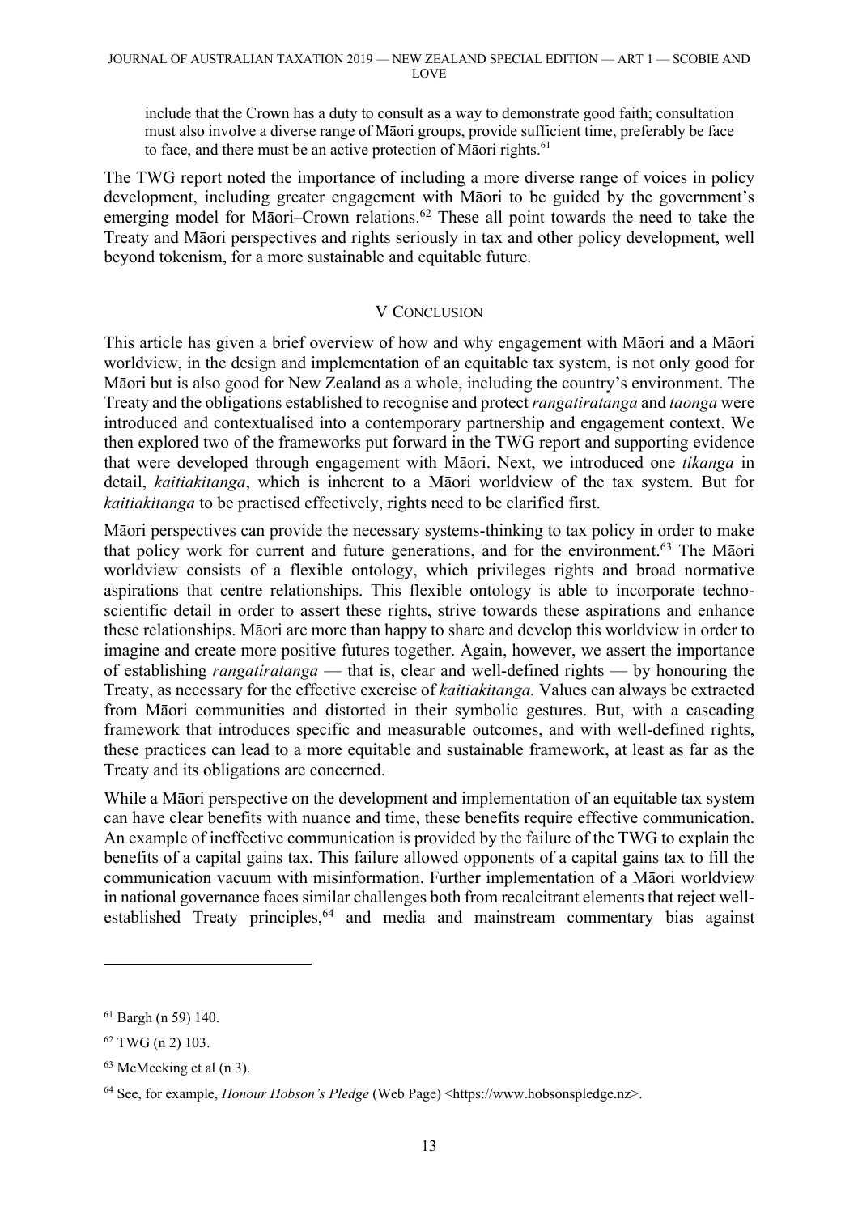include that the Crown has a duty to consult as a way to demonstrate good faith; consultation must also involve a diverse range of Māori groups, provide sufficient time, preferably be face to face, and there must be an active protection of Māori rights.[61]

The TWG report noted the importance of including a more diverse range of voices in policy development, including greater engagement with Māori to be guided by the government's emerging model for Māori–Crown relations.[62] These all point towards the need to take the Treaty and Māori perspectives and rights seriously in tax and other policy development, well beyond tokenism, for a more sustainable and equitable future.

## V Conclusion

This article has given a brief overview of how and why engagement with Māori and a Māori worldview, in the design and implementation of an equitable tax system, is not only good for Māori but is also good for New Zealand as a whole, including the country's environment. The Treaty and the obligations established to recognise and protect *rangatiratanga* and *taonga* were introduced and contextualised into a contemporary partnership and engagement context. We then explored two of the frameworks put forward in the TWG report and supporting evidence that were developed through engagement with Māori. Next, we introduced one *tikanga* in detail, *kaitiakitanga*, which is inherent to a Māori worldview of the tax system. But for *kaitiakitanga* to be practised effectively, rights need to be clarified first.

Māori perspectives can provide the necessary systems-thinking to tax policy in order to make that policy work for current and future generations, and for the environment.[63] The Māori worldview consists of a flexible ontology, which privileges rights and broad normative aspirations that centre relationships. This flexible ontology is able to incorporate techno-scientific detail in order to assert these rights, strive towards these aspirations and enhance these relationships. Māori are more than happy to share and develop this worldview in order to imagine and create more positive futures together. Again, however, we assert the importance of establishing *rangatiratanga* — that is, clear and well-defined rights — by honouring the Treaty, as necessary for the effective exercise of *kaitiakitanga.* Values can always be extracted from Māori communities and distorted in their symbolic gestures. But, with a cascading framework that introduces specific and measurable outcomes, and with well-defined rights, these practices can lead to a more equitable and sustainable framework, at least as far as the Treaty and its obligations are concerned.

While a Māori perspective on the development and implementation of an equitable tax system can have clear benefits with nuance and time, these benefits require effective communication. An example of ineffective communication is provided by the failure of the TWG to explain the benefits of a capital gains tax. This failure allowed opponents of a capital gains tax to fill the communication vacuum with misinformation. Further implementation of a Māori worldview in national governance faces similar challenges both from recalcitrant elements that reject well-established Treaty principles,[64] and media and mainstream commentary bias against

---

[61] Bargh (n 59) 140.

[62] TWG (n 2) 103.

[63] McMeeking et al (n 3).

[64] See, for example, *Honour Hobson's Pledge* (Web Page) <https://www.hobsonspledge.nz>.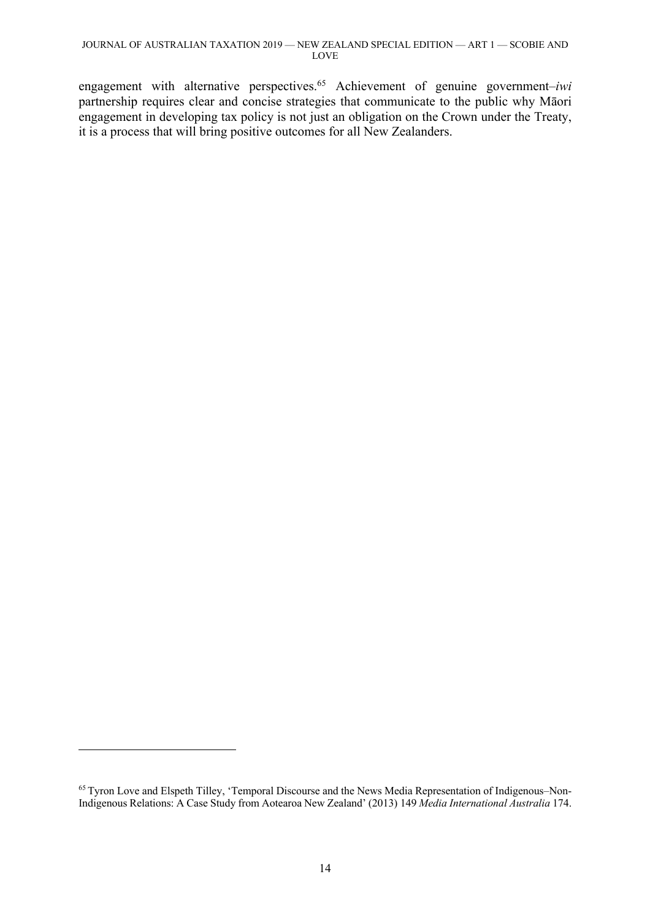engagement with alternative perspectives.[65] Achievement of genuine government–*iwi* partnership requires clear and concise strategies that communicate to the public why Māori engagement in developing tax policy is not just an obligation on the Crown under the Treaty, it is a process that will bring positive outcomes for all New Zealanders.

---

[65] Tyron Love and Elspeth Tilley, 'Temporal Discourse and the News Media Representation of Indigenous–Non-Indigenous Relations: A Case Study from Aotearoa New Zealand' (2013) 149 *Media International Australia* 174.